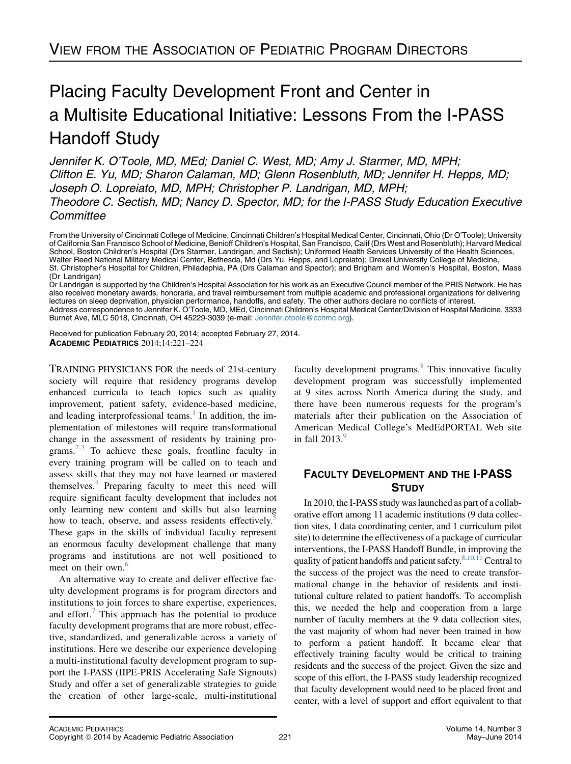# Placing Faculty Development Front and Center in a Multisite Educational Initiative: Lessons From the I-PASS Handoff Study

*Jennifer K. O'Toole, MD, MEd; Daniel C. West, MD; Amy J. Starmer, MD, MPH; Clifton E. Yu, MD; Sharon Calaman, MD; Glenn Rosenbluth, MD; Jennifer H. Hepps, MD; Joseph O. Lopreiato, MD, MPH; Christopher P. Landrigan, MD, MPH; Theodore C. Sectish, MD; Nancy D. Spector, MD; for the I-PASS Study Education Executive Committee*

From the University of Cincinnati College of Medicine, Cincinnati Children's Hospital Medical Center, Cincinnati, Ohio (Dr O'Toole); University of California San Francisco School of Medicine, Benioff Children's Hospital, San Francisco, Calif (Drs West and Rosenbluth); Harvard Medical School, Boston Children's Hospital (Drs Starmer, Landrigan, and Sectish); Uniformed Health Services University of the Health Sciences, Walter Reed National Military Medical Center, Bethesda, Md (Drs Yu, Hepps, and Lopreiato); Drexel University College of Medicine, St. Christopher's Hospital for Children, Philadephia, PA (Drs Calaman and Spector); and Brigham and Women's Hospital, Boston, Mass (Dr Landrigan)

Dr Landrigan is supported by the Children's Hospital Association for his work as an Executive Council member of the PRIS Network. He has also received monetary awards, honoraria, and travel reimbursement from multiple academic and professional organizations for delivering lectures on sleep deprivation, physician performance, handoffs, and safety. The other authors declare no conflicts of interest.

Address correspondence to Jennifer K. O'Toole, MD, MEd, Cincinnati Children's Hospital Medical Center/Division of Hospital Medicine, 3333 Burnet Ave, MLC 5018, Cincinnati, OH 45229-3039 (e-mail: Jennifer.otoole@cchmc.org).

Received for publication February 20, 2014; accepted February 27, 2014.

TRAINING PHYSICIANS FOR the needs of 21st-century society will require that residency programs develop enhanced curricula to teach topics such as quality improvement, patient safety, evidence-based medicine, and leading interprofessional teams.[1] In addition, the implementation of milestones will require transformational change in the assessment of residents by training programs.[2,3] To achieve these goals, frontline faculty in every training program will be called on to teach and assess skills that they may not have learned or mastered themselves.[4] Preparing faculty to meet this need will require significant faculty development that includes not only learning new content and skills but also learning how to teach, observe, and assess residents effectively.[5] These gaps in the skills of individual faculty represent an enormous faculty development challenge that many programs and institutions are not well positioned to meet on their own.[6]

An alternative way to create and deliver effective faculty development programs is for program directors and institutions to join forces to share expertise, experiences, and effort.[7] This approach has the potential to produce faculty development programs that are more robust, effective, standardized, and generalizable across a variety of institutions. Here we describe our experience developing a multi-institutional faculty development program to support the I-PASS (IIPE-PRIS Accelerating Safe Signouts) Study and offer a set of generalizable strategies to guide the creation of other large-scale, multi-institutional faculty development programs.[8] This innovative faculty development program was successfully implemented at 9 sites across North America during the study, and there have been numerous requests for the program's materials after their publication on the Association of American Medical College's MedEdPORTAL Web site in fall 2013.[9]

## Faculty Development and the I-PASS Study

In 2010, the I-PASS study was launched as part of a collaborative effort among 11 academic institutions (9 data collection sites, 1 data coordinating center, and 1 curriculum pilot site) to determine the effectiveness of a package of curricular interventions, the I-PASS Handoff Bundle, in improving the quality of patient handoffs and patient safety.[8,10,11] Central to the success of the project was the need to create transformational change in the behavior of residents and institutional culture related to patient handoffs. To accomplish this, we needed the help and cooperation from a large number of faculty members at the 9 data collection sites, the vast majority of whom had never been trained in how to perform a patient handoff. It became clear that effectively training faculty would be critical to training residents and the success of the project. Given the size and scope of this effort, the I-PASS study leadership recognized that faculty development would need to be placed front and center, with a level of support and effort equivalent to that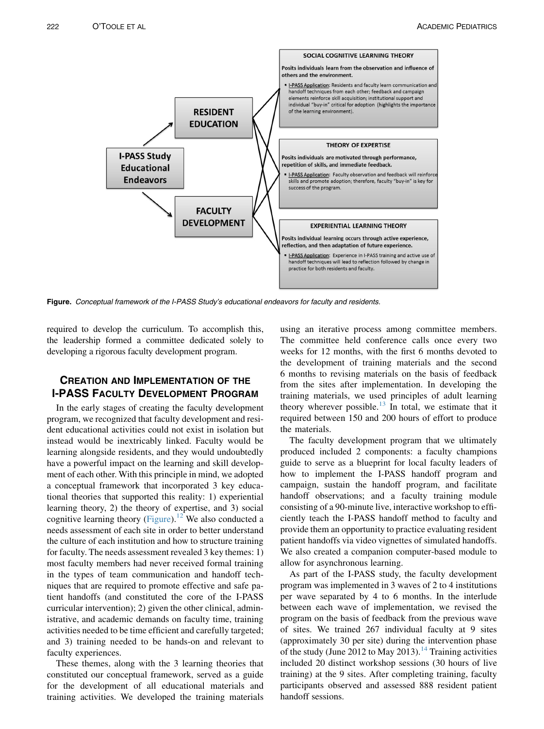**RESIDENT EDUCATION**

**I-PASS Study Educational Endeavors**

**FACULTY DEVELOPMENT**

**SOCIAL COGNITIVE LEARNING THEORY**

**Posits individuals learn from the observation and influence of others and the environment.**

- I-PASS Application: Residents and faculty learn communication and handoff techniques from each other; feedback and campaign elements reinforce skill acquisition; institutional support and individual "buy-in" critical for adoption (highlights the importance of the learning environment).

**THEORY OF EXPERTISE**

**Posits individuals are motivated through performance, repetition of skills, and immediate feedback.**

- I-PASS Application: Faculty observation and feedback will reinforce skills and promote adoption; therefore, faculty "buy-in" is key for success of the program.

**EXPERIENTIAL LEARNING THEORY**

**Posits individual learning occurs through active experience, reflection, and then adaptation of future experience.**

- I-PASS Application: Experience in I-PASS training and active use of handoff techniques will lead to reflection followed by change in practice for both residents and faculty.

**Figure.** *Conceptual framework of the I-PASS Study's educational endeavors for faculty and residents.*

required to develop the curriculum. To accomplish this, the leadership formed a committee dedicated solely to developing a rigorous faculty development program.

## Creation and Implementation of the I-PASS Faculty Development Program

In the early stages of creating the faculty development program, we recognized that faculty development and resident educational activities could not exist in isolation but instead would be inextricably linked. Faculty would be learning alongside residents, and they would undoubtedly have a powerful impact on the learning and skill development of each other. With this principle in mind, we adopted a conceptual framework that incorporated 3 key educational theories that supported this reality: 1) experiential learning theory, 2) the theory of expertise, and 3) social cognitive learning theory (Figure).[12] We also conducted a needs assessment of each site in order to better understand the culture of each institution and how to structure training for faculty. The needs assessment revealed 3 key themes: 1) most faculty members had never received formal training in the types of team communication and handoff techniques that are required to promote effective and safe patient handoffs (and constituted the core of the I-PASS curricular intervention); 2) given the other clinical, administrative, and academic demands on faculty time, training activities needed to be time efficient and carefully targeted; and 3) training needed to be hands-on and relevant to faculty experiences.

These themes, along with the 3 learning theories that constituted our conceptual framework, served as a guide for the development of all educational materials and training activities. We developed the training materials using an iterative process among committee members. The committee held conference calls once every two weeks for 12 months, with the first 6 months devoted to the development of training materials and the second 6 months to revising materials on the basis of feedback from the sites after implementation. In developing the training materials, we used principles of adult learning theory wherever possible.[13] In total, we estimate that it required between 150 and 200 hours of effort to produce the materials.

The faculty development program that we ultimately produced included 2 components: a faculty champions guide to serve as a blueprint for local faculty leaders of how to implement the I-PASS handoff program and campaign, sustain the handoff program, and facilitate handoff observations; and a faculty training module consisting of a 90-minute live, interactive workshop to efficiently teach the I-PASS handoff method to faculty and provide them an opportunity to practice evaluating resident patient handoffs via video vignettes of simulated handoffs. We also created a companion computer-based module to allow for asynchronous learning.

As part of the I-PASS study, the faculty development program was implemented in 3 waves of 2 to 4 institutions per wave separated by 4 to 6 months. In the interlude between each wave of implementation, we revised the program on the basis of feedback from the previous wave of sites. We trained 267 individual faculty at 9 sites (approximately 30 per site) during the intervention phase of the study (June 2012 to May 2013).[14] Training activities included 20 distinct workshop sessions (30 hours of live training) at the 9 sites. After completing training, faculty participants observed and assessed 888 resident patient handoff sessions.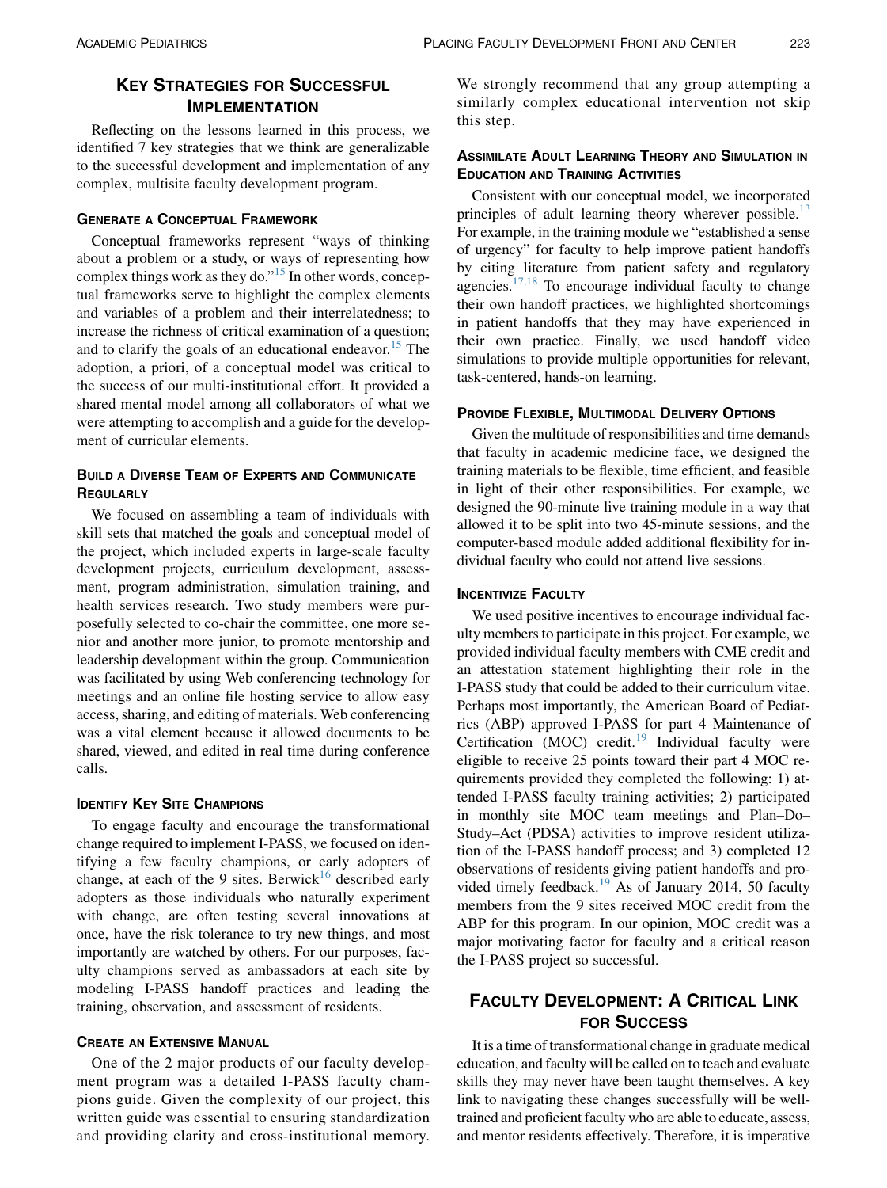## Key Strategies for Successful Implementation

Reflecting on the lessons learned in this process, we identified 7 key strategies that we think are generalizable to the successful development and implementation of any complex, multisite faculty development program.

### Generate a Conceptual Framework

Conceptual frameworks represent "ways of thinking about a problem or a study, or ways of representing how complex things work as they do."[15] In other words, conceptual frameworks serve to highlight the complex elements and variables of a problem and their interrelatedness; to increase the richness of critical examination of a question; and to clarify the goals of an educational endeavor.[15] The adoption, a priori, of a conceptual model was critical to the success of our multi-institutional effort. It provided a shared mental model among all collaborators of what we were attempting to accomplish and a guide for the development of curricular elements.

### Build a Diverse Team of Experts and Communicate Regularly

We focused on assembling a team of individuals with skill sets that matched the goals and conceptual model of the project, which included experts in large-scale faculty development projects, curriculum development, assessment, program administration, simulation training, and health services research. Two study members were purposefully selected to co-chair the committee, one more senior and another more junior, to promote mentorship and leadership development within the group. Communication was facilitated by using Web conferencing technology for meetings and an online file hosting service to allow easy access, sharing, and editing of materials. Web conferencing was a vital element because it allowed documents to be shared, viewed, and edited in real time during conference calls.

### Identify Key Site Champions

To engage faculty and encourage the transformational change required to implement I-PASS, we focused on identifying a few faculty champions, or early adopters of change, at each of the 9 sites. Berwick[16] described early adopters as those individuals who naturally experiment with change, are often testing several innovations at once, have the risk tolerance to try new things, and most importantly are watched by others. For our purposes, faculty champions served as ambassadors at each site by modeling I-PASS handoff practices and leading the training, observation, and assessment of residents.

### Create an Extensive Manual

One of the 2 major products of our faculty development program was a detailed I-PASS faculty champions guide. Given the complexity of our project, this written guide was essential to ensuring standardization and providing clarity and cross-institutional memory. We strongly recommend that any group attempting a similarly complex educational intervention not skip this step.

### Assimilate Adult Learning Theory and Simulation in Education and Training Activities

Consistent with our conceptual model, we incorporated principles of adult learning theory wherever possible.[13] For example, in the training module we "established a sense of urgency" for faculty to help improve patient handoffs by citing literature from patient safety and regulatory agencies.[17,18] To encourage individual faculty to change their own handoff practices, we highlighted shortcomings in patient handoffs that they may have experienced in their own practice. Finally, we used handoff video simulations to provide multiple opportunities for relevant, task-centered, hands-on learning.

### Provide Flexible, Multimodal Delivery Options

Given the multitude of responsibilities and time demands that faculty in academic medicine face, we designed the training materials to be flexible, time efficient, and feasible in light of their other responsibilities. For example, we designed the 90-minute live training module in a way that allowed it to be split into two 45-minute sessions, and the computer-based module added additional flexibility for individual faculty who could not attend live sessions.

### Incentivize Faculty

We used positive incentives to encourage individual faculty members to participate in this project. For example, we provided individual faculty members with CME credit and an attestation statement highlighting their role in the I-PASS study that could be added to their curriculum vitae. Perhaps most importantly, the American Board of Pediatrics (ABP) approved I-PASS for part 4 Maintenance of Certification (MOC) credit.[19] Individual faculty were eligible to receive 25 points toward their part 4 MOC requirements provided they completed the following: 1) attended I-PASS faculty training activities; 2) participated in monthly site MOC team meetings and Plan–Do–Study–Act (PDSA) activities to improve resident utilization of the I-PASS handoff process; and 3) completed 12 observations of residents giving patient handoffs and provided timely feedback.[19] As of January 2014, 50 faculty members from the 9 sites received MOC credit from the ABP for this program. In our opinion, MOC credit was a major motivating factor for faculty and a critical reason the I-PASS project so successful.

## Faculty Development: A Critical Link for Success

It is a time of transformational change in graduate medical education, and faculty will be called on to teach and evaluate skills they may never have been taught themselves. A key link to navigating these changes successfully will be well-trained and proficient faculty who are able to educate, assess, and mentor residents effectively. Therefore, it is imperative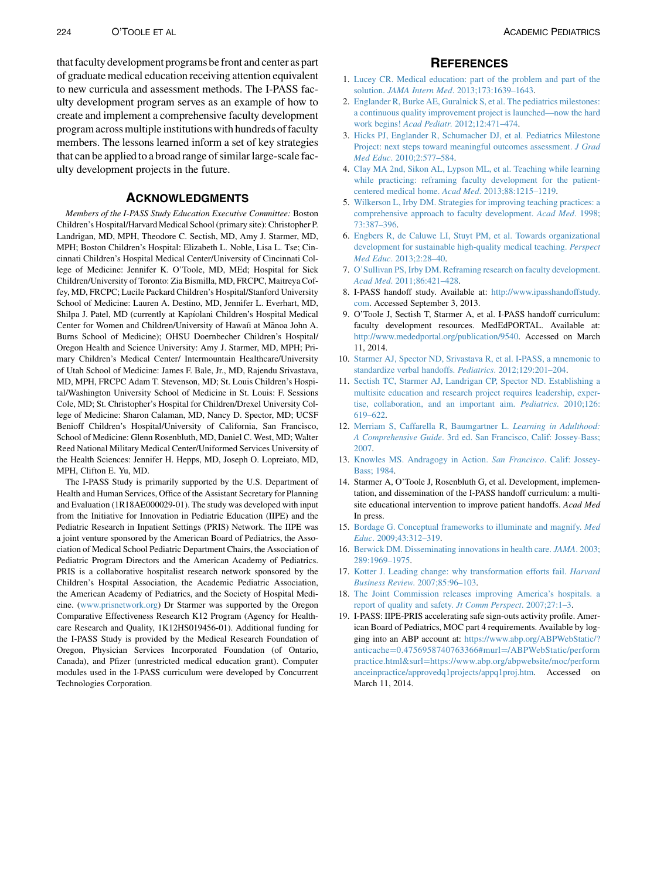that faculty development programs be front and center as part of graduate medical education receiving attention equivalent to new curricula and assessment methods. The I-PASS faculty development program serves as an example of how to create and implement a comprehensive faculty development program across multiple institutions with hundreds of faculty members. The lessons learned inform a set of key strategies that can be applied to a broad range of similar large-scale faculty development projects in the future.

## Acknowledgments

*Members of the I-PASS Study Education Executive Committee:* Boston Children's Hospital/Harvard Medical School (primary site): Christopher P. Landrigan, MD, MPH, Theodore C. Sectish, MD, Amy J. Starmer, MD, MPH; Boston Children's Hospital: Elizabeth L. Noble, Lisa L. Tse; Cincinnati Children's Hospital Medical Center/University of Cincinnati College of Medicine: Jennifer K. O'Toole, MD, MEd; Hospital for Sick Children/University of Toronto: Zia Bismilla, MD, FRCPC, Maitreya Coffey, MD, FRCPC; Lucile Packard Children's Hospital/Stanford University School of Medicine: Lauren A. Destino, MD, Jennifer L. Everhart, MD, Shilpa J. Patel, MD (currently at Kapíolani Children's Hospital Medical Center for Women and Children/University of Hawaíi at Mānoa John A. Burns School of Medicine); OHSU Doernbecher Children's Hospital/Oregon Health and Science University: Amy J. Starmer, MD, MPH; Primary Children's Medical Center/ Intermountain Healthcare/University of Utah School of Medicine: James F. Bale, Jr., MD, Rajendu Srivastava, MD, MPH, FRCPC Adam T. Stevenson, MD; St. Louis Children's Hospital/Washington University School of Medicine in St. Louis: F. Sessions Cole, MD; St. Christopher's Hospital for Children/Drexel University College of Medicine: Sharon Calaman, MD, Nancy D. Spector, MD; UCSF Benioff Children's Hospital/University of California, San Francisco, School of Medicine: Glenn Rosenbluth, MD, Daniel C. West, MD; Walter Reed National Military Medical Center/Uniformed Services University of the Health Sciences: Jennifer H. Hepps, MD, Joseph O. Lopreiato, MD, MPH, Clifton E. Yu, MD.

The I-PASS Study is primarily supported by the U.S. Department of Health and Human Services, Office of the Assistant Secretary for Planning and Evaluation (1R18AE000029-01). The study was developed with input from the Initiative for Innovation in Pediatric Education (IIPE) and the Pediatric Research in Inpatient Settings (PRIS) Network. The IIPE was a joint venture sponsored by the American Board of Pediatrics, the Association of Medical School Pediatric Department Chairs, the Association of Pediatric Program Directors and the American Academy of Pediatrics. PRIS is a collaborative hospitalist research network sponsored by the Children's Hospital Association, the Academic Pediatric Association, the American Academy of Pediatrics, and the Society of Hospital Medicine. (www.prisnetwork.org) Dr Starmer was supported by the Oregon Comparative Effectiveness Research K12 Program (Agency for Healthcare Research and Quality, 1K12HS019456-01). Additional funding for the I-PASS Study is provided by the Medical Research Foundation of Oregon, Physician Services Incorporated Foundation (of Ontario, Canada), and Pfizer (unrestricted medical education grant). Computer modules used in the I-PASS curriculum were developed by Concurrent Technologies Corporation.

## References

1. Lucey CR. Medical education: part of the problem and part of the solution. *JAMA Intern Med*. 2013;173:1639–1643.
2. Englander R, Burke AE, Guralnick S, et al. The pediatrics milestones: a continuous quality improvement project is launched—now the hard work begins! *Acad Pediatr*. 2012;12:471–474.
3. Hicks PJ, Englander R, Schumacher DJ, et al. Pediatrics Milestone Project: next steps toward meaningful outcomes assessment. *J Grad Med Educ*. 2010;2:577–584.
4. Clay MA 2nd, Sikon AL, Lypson ML, et al. Teaching while learning while practicing: reframing faculty development for the patient-centered medical home. *Acad Med*. 2013;88:1215–1219.
5. Wilkerson L, Irby DM. Strategies for improving teaching practices: a comprehensive approach to faculty development. *Acad Med*. 1998; 73:387–396.
6. Engbers R, de Caluwe LI, Stuyt PM, et al. Towards organizational development for sustainable high-quality medical teaching. *Perspect Med Educ*. 2013;2:28–40.
7. O'Sullivan PS, Irby DM. Reframing research on faculty development. *Acad Med*. 2011;86:421–428.
8. I-PASS handoff study. Available at: http://www.ipasshandoffstudy.com. Accessed September 3, 2013.
9. O'Toole J, Sectish T, Starmer A, et al. I-PASS handoff curriculum: faculty development resources. MedEdPORTAL. Available at: http://www.mededportal.org/publication/9540. Accessed on March 11, 2014.
10. Starmer AJ, Spector ND, Srivastava R, et al. I-PASS, a mnemonic to standardize verbal handoffs. *Pediatrics*. 2012;129:201–204.
11. Sectish TC, Starmer AJ, Landrigan CP, Spector ND. Establishing a multisite education and research project requires leadership, expertise, collaboration, and an important aim. *Pediatrics*. 2010;126: 619–622.
12. Merriam S, Caffarella R, Baumgartner L. *Learning in Adulthood: A Comprehensive Guide*. 3rd ed. San Francisco, Calif: Jossey-Bass; 2007.
13. Knowles MS. Andragogy in Action. *San Francisco*. Calif: Jossey-Bass; 1984.
14. Starmer A, O'Toole J, Rosenbluth G, et al. Development, implementation, and dissemination of the I-PASS handoff curriculum: a multisite educational intervention to improve patient handoffs. *Acad Med* In press.
15. Bordage G. Conceptual frameworks to illuminate and magnify. *Med Educ*. 2009;43:312–319.
16. Berwick DM. Disseminating innovations in health care. *JAMA*. 2003; 289:1969–1975.
17. Kotter J. Leading change: why transformation efforts fail. *Harvard Business Review*. 2007;85:96–103.
18. The Joint Commission releases improving America's hospitals. a report of quality and safety. *Jt Comm Perspect*. 2007;27:1–3.
19. I-PASS: IIPE-PRIS accelerating safe sign-outs activity profile. American Board of Pediatrics, MOC part 4 requirements. Available by logging into an ABP account at: https://www.abp.org/ABPWebStatic/?anticache=0.4756958740763366#murl=/ABPWebStatic/performpractice.html&surl=https://www.abp.org/abpwebsite/moc/performanceinpractice/approvedq1projects/appq1proj.htm. Accessed on March 11, 2014.